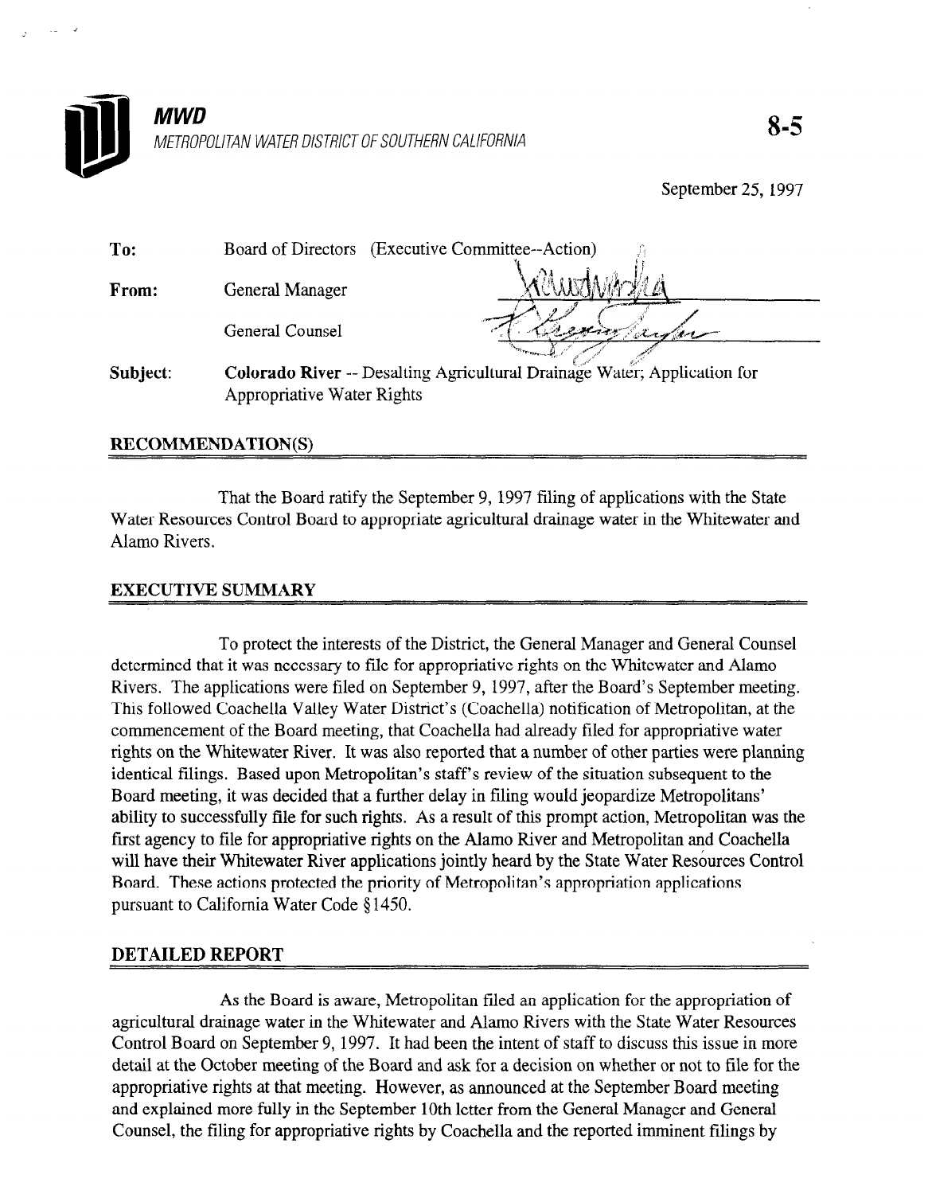**MWD**

METROPOLITAN WATER DISTRICT OF SOUTHERN CALIFORNIA

**8-5**

September 25, 1997

To: Board of Directors (Executive Committee--Action)

From: General Manager

General Counsel

Subject: **Colorado River** -- Desalting Agricultural Drainage Water; Application for Appropriative Water Rights

## RECOMMENDATION(S)

That the Board ratify the September 9, 1997 filing of applications with the State Water Resources Control Board to appropriate agricultural drainage water in the Whitewater and Alamo Rivers.

## EXECUTIVE SUMMARY

To protect the interests of the District, the General Manager and General Counsel determined that it was necessary to file for appropriative rights on the Whitewater and Alamo Rivers. The applications were filed on September 9, 1997, after the Board's September meeting. This followed Coachella Valley Water District's (Coachella) notification of Metropolitan, at the commencement of the Board meeting, that Coachella had already filed for appropriative water rights on the Whitewater River. It was also reported that a number of other parties were planning identical filings. Based upon Metropolitan's staff's review of the situation subsequent to the Board meeting, it was decided that a further delay in filing would jeopardize Metropolitans' ability to successfully file for such rights. As a result of this prompt action, Metropolitan was the first agency to file for appropriative rights on the Alamo River and Metropolitan and Coachella will have their Whitewater River applications jointly heard by the State Water Resources Control Board. These actions protected the priority of Metropolitan's appropriation applications pursuant to California Water Code §1450.

## DETAILED REPORT

As the Board is aware, Metropolitan filed an application for the appropriation of agricultural drainage water in the Whitewater and Alamo Rivers with the State Water Resources Control Board on September 9, 1997. It had been the intent of staff to discuss this issue in more detail at the October meeting of the Board and ask for a decision on whether or not to file for the appropriative rights at that meeting. However, as announced at the September Board meeting and explained more fully in the September 10th letter from the General Manager and General Counsel, the filing for appropriative rights by Coachella and the reported imminent filings by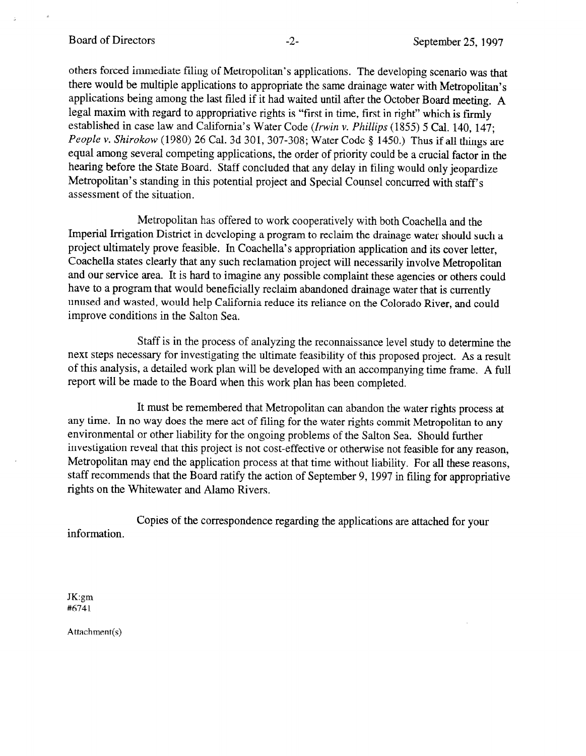others forced immediate filing of Metropolitan's applications. The developing scenario was that there would be multiple applications to appropriate the same drainage water with Metropolitan's applications being among the last filed if it had waited until after the October Board meeting. A legal maxim with regard to appropriative rights is "first in time, first in right" which is firmly established in case law and California's Water Code (*Irwin v. Phillips* (1855) 5 Cal. 140, 147; *People v. Shirokow* (1980) 26 Cal. 3d 301, 307-308; Water Code § 1450.) Thus if all things are equal among several competing applications, the order of priority could be a crucial factor in the hearing before the State Board. Staff concluded that any delay in filing would only jeopardize Metropolitan's standing in this potential project and Special Counsel concurred with staff's assessment of the situation.

Metropolitan has offered to work cooperatively with both Coachella and the Imperial Irrigation District in developing a program to reclaim the drainage water should such a project ultimately prove feasible. In Coachella's appropriation application and its cover letter, Coachella states clearly that any such reclamation project will necessarily involve Metropolitan and our service area. It is hard to imagine any possible complaint these agencies or others could have to a program that would beneficially reclaim abandoned drainage water that is currently unused and wasted, would help California reduce its reliance on the Colorado River, and could improve conditions in the Salton Sea.

Staff is in the process of analyzing the reconnaissance level study to determine the next steps necessary for investigating the ultimate feasibility of this proposed project. As a result of this analysis, a detailed work plan will be developed with an accompanying time frame. A full report will be made to the Board when this work plan has been completed.

It must be remembered that Metropolitan can abandon the water rights process at any time. In no way does the mere act of filing for the water rights commit Metropolitan to any environmental or other liability for the ongoing problems of the Salton Sea. Should further investigation reveal that this project is not cost-effective or otherwise not feasible for any reason, Metropolitan may end the application process at that time without liability. For all these reasons, staff recommends that the Board ratify the action of September 9, 1997 in filing for appropriative rights on the Whitewater and Alamo Rivers.

Copies of the correspondence regarding the applications are attached for your information.

JK:gm
#6741

Attachment(s)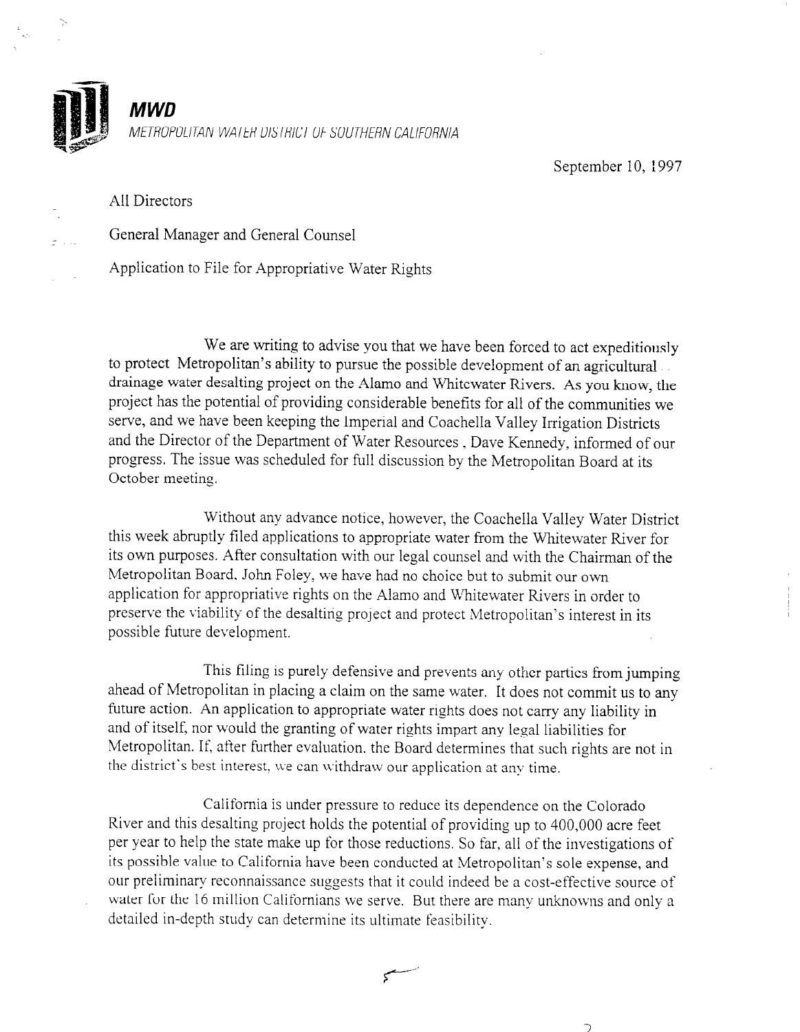**MWD**

METROPOLITAN WATER DISTRICT OF SOUTHERN CALIFORNIA

September 10, 1997

All Directors

General Manager and General Counsel

Application to File for Appropriative Water Rights

We are writing to advise you that we have been forced to act expeditiously to protect Metropolitan's ability to pursue the possible development of an agricultural drainage water desalting project on the Alamo and Whitewater Rivers. As you know, the project has the potential of providing considerable benefits for all of the communities we serve, and we have been keeping the Imperial and Coachella Valley Irrigation Districts and the Director of the Department of Water Resources, Dave Kennedy, informed of our progress. The issue was scheduled for full discussion by the Metropolitan Board at its October meeting.

Without any advance notice, however, the Coachella Valley Water District this week abruptly filed applications to appropriate water from the Whitewater River for its own purposes. After consultation with our legal counsel and with the Chairman of the Metropolitan Board, John Foley, we have had no choice but to submit our own application for appropriative rights on the Alamo and Whitewater Rivers in order to preserve the viability of the desalting project and protect Metropolitan's interest in its possible future development.

This filing is purely defensive and prevents any other parties from jumping ahead of Metropolitan in placing a claim on the same water. It does not commit us to any future action. An application to appropriate water rights does not carry any liability in and of itself, nor would the granting of water rights impart any legal liabilities for Metropolitan. If, after further evaluation, the Board determines that such rights are not in the district's best interest, we can withdraw our application at any time.

California is under pressure to reduce its dependence on the Colorado River and this desalting project holds the potential of providing up to 400,000 acre feet per year to help the state make up for those reductions. So far, all of the investigations of its possible value to California have been conducted at Metropolitan's sole expense, and our preliminary reconnaissance suggests that it could indeed be a cost-effective source of water for the 16 million Californians we serve. But there are many unknowns and only a detailed in-depth study can determine its ultimate feasibility.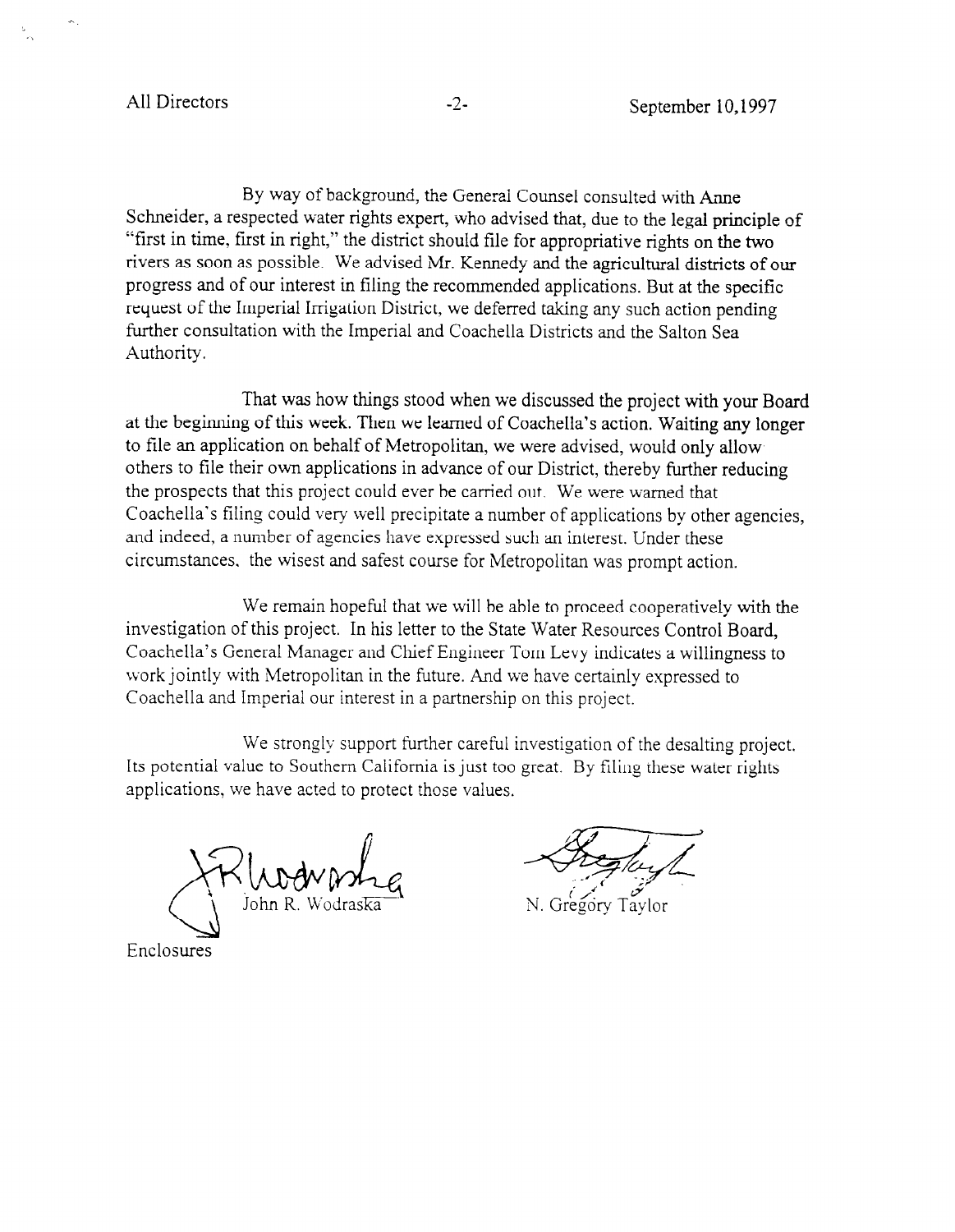By way of background, the General Counsel consulted with Anne Schneider, a respected water rights expert, who advised that, due to the legal principle of "first in time, first in right," the district should file for appropriative rights on the two rivers as soon as possible. We advised Mr. Kennedy and the agricultural districts of our progress and of our interest in filing the recommended applications. But at the specific request of the Imperial Irrigation District, we deferred taking any such action pending further consultation with the Imperial and Coachella Districts and the Salton Sea Authority.

That was how things stood when we discussed the project with your Board at the beginning of this week. Then we learned of Coachella's action. Waiting any longer to file an application on behalf of Metropolitan, we were advised, would only allow others to file their own applications in advance of our District, thereby further reducing the prospects that this project could ever be carried out. We were warned that Coachella's filing could very well precipitate a number of applications by other agencies, and indeed, a number of agencies have expressed such an interest. Under these circumstances, the wisest and safest course for Metropolitan was prompt action.

We remain hopeful that we will be able to proceed cooperatively with the investigation of this project. In his letter to the State Water Resources Control Board, Coachella's General Manager and Chief Engineer Tom Levy indicates a willingness to work jointly with Metropolitan in the future. And we have certainly expressed to Coachella and Imperial our interest in a partnership on this project.

We strongly support further careful investigation of the desalting project. Its potential value to Southern California is just too great. By filing these water rights applications, we have acted to protect those values.

John R. Wodraska

N. Gregory Taylor

Enclosures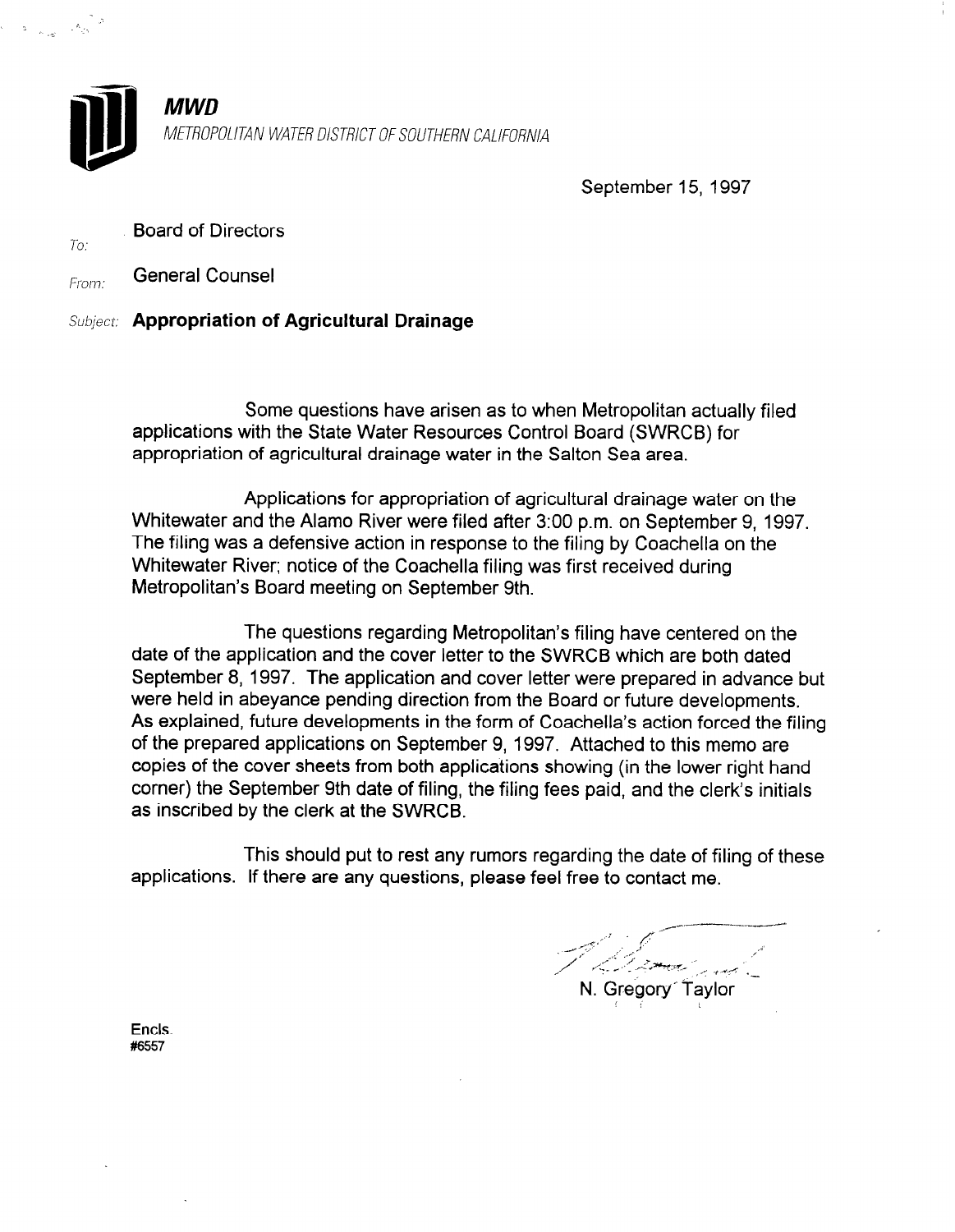**MWD**

*METROPOLITAN WATER DISTRICT OF SOUTHERN CALIFORNIA*

September 15, 1997

*To:* Board of Directors

*From:* General Counsel

*Subject:* **Appropriation of Agricultural Drainage**

Some questions have arisen as to when Metropolitan actually filed applications with the State Water Resources Control Board (SWRCB) for appropriation of agricultural drainage water in the Salton Sea area.

Applications for appropriation of agricultural drainage water on the Whitewater and the Alamo River were filed after 3:00 p.m. on September 9, 1997. The filing was a defensive action in response to the filing by Coachella on the Whitewater River; notice of the Coachella filing was first received during Metropolitan's Board meeting on September 9th.

The questions regarding Metropolitan's filing have centered on the date of the application and the cover letter to the SWRCB which are both dated September 8, 1997. The application and cover letter were prepared in advance but were held in abeyance pending direction from the Board or future developments. As explained, future developments in the form of Coachella's action forced the filing of the prepared applications on September 9, 1997. Attached to this memo are copies of the cover sheets from both applications showing (in the lower right hand corner) the September 9th date of filing, the filing fees paid, and the clerk's initials as inscribed by the clerk at the SWRCB.

This should put to rest any rumors regarding the date of filing of these applications. If there are any questions, please feel free to contact me.

N. Gregory Taylor

Encls.
#6557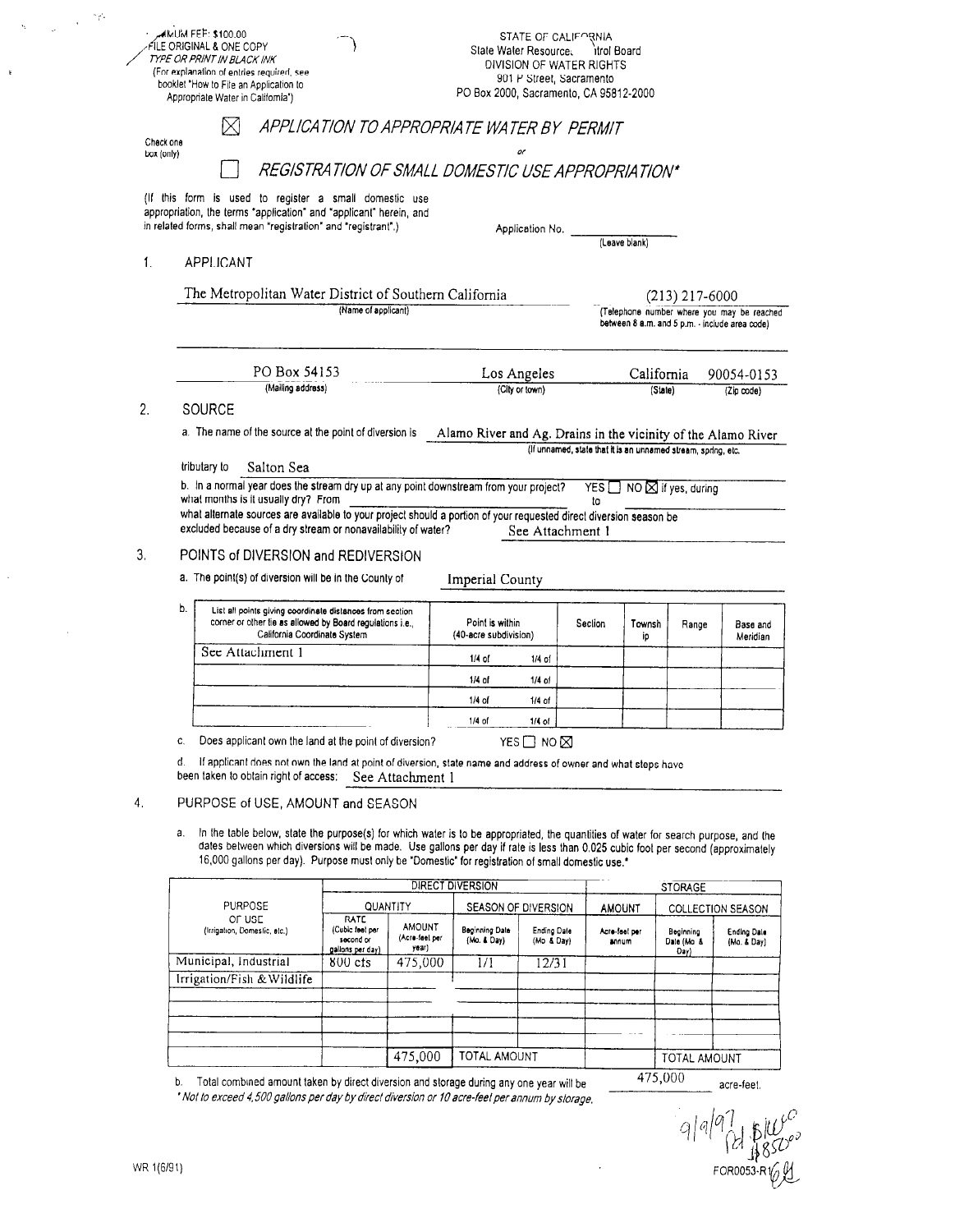MINIMUM FEE: $100.00
FILE ORIGINAL & ONE COPY
*TYPE OR PRINT IN BLACK INK*
(For explanation of entries required, see booklet "How to File an Application to Appropriate Water in California")

STATE OF CALIFORNIA
State Water Resources Control Board
DIVISION OF WATER RIGHTS
901 P Street, Sacramento
PO Box 2000, Sacramento, CA 95812-2000

Check one box (only)

☒ *APPLICATION TO APPROPRIATE WATER BY PERMIT*

*or*

☐ *REGISTRATION OF SMALL DOMESTIC USE APPROPRIATION\**

(If this form is used to register a small domestic use appropriation, the terms "application" and "applicant" herein, and in related forms, shall mean "registration" and "registrant".)

Application No. ______________ (Leave blank)

1. APPLICANT

The Metropolitan Water District of Southern California (Name of applicant)

(213) 217-6000 (Telephone number where you may be reached between 8 a.m. and 5 p.m. - include area code)

PO Box 54153 (Mailing address) | Los Angeles (City or town) | California (State) | 90054-0153 (Zip code)

2. SOURCE

a. The name of the source at the point of diversion is Alamo River and Ag. Drains in the vicinity of the Alamo River (If unnamed, state that it is an unnamed stream, spring, etc.)

tributary to Salton Sea

b. In a normal year does the stream dry up at any point downstream from your project? YES ☐ NO ☒ If yes, during what months is it usually dry? From ______ to ______

what alternate sources are available to your project should a portion of your requested direct diversion season be excluded because of a dry stream or nonavailability of water? See Attachment 1

3. POINTS of DIVERSION and REDIVERSION

a. The point(s) of diversion will be in the County of Imperial County

b.

| List all points giving coordinate distances from section corner or other tie as allowed by Board regulations i.e., California Coordinate System | Point is within (40-acre subdivision) | | Section | Township | Range | Base and Meridian |
|---|---|---|---|---|---|---|
| See Attachment 1 | 1/4 of | 1/4 of | | | | |
| | 1/4 of | 1/4 of | | | | |
| | 1/4 of | 1/4 of | | | | |
| | 1/4 of | 1/4 of | | | | |

c. Does applicant own the land at the point of diversion? YES ☐ NO ☒

d. If applicant does not own the land at point of diversion, state name and address of owner and what steps have been taken to obtain right of access: See Attachment 1

4. PURPOSE of USE, AMOUNT and SEASON

a. In the table below, state the purpose(s) for which water is to be appropriated, the quantities of water for search purpose, and the dates between which diversions will be made. Use gallons per day if rate is less than 0.025 cubic foot per second (approximately 16,000 gallons per day). Purpose must only be "Domestic" for registration of small domestic use.\*

| PURPOSE OF USE (Irrigation, Domestic, etc.) | DIRECT DIVERSION | | | | STORAGE | | |
|---|---|---|---|---|---|---|---|
| | QUANTITY | | SEASON OF DIVERSION | | AMOUNT | COLLECTION SEASON | |
| | RATE (Cubic feet per second or gallons per day) | AMOUNT (Acre-feet per year) | Beginning Date (Mo. & Day) | Ending Date (Mo. & Day) | Acre-feet per annum | Beginning Date (Mo. & Day) | Ending Date (Mo. & Day) |
| Municipal, Industrial | 800 cfs | 475,000 | 1/1 | 12/31 | | | |
| Irrigation/Fish & Wildlife | | | | | | | |
| | | | | | | | |
| | | | | | | | |
| | | | | | | | |
| | | 475,000 | TOTAL AMOUNT | | | TOTAL AMOUNT | |

b. Total combined amount taken by direct diversion and storage during any one year will be 475,000 acre-feet.

*\* Not to exceed 4,500 gallons per day by direct diversion or 10 acre-feet per annum by storage.*

9/9/97 Pd $100.00 $850.00

WR 1(6/91)

FOR0053-R1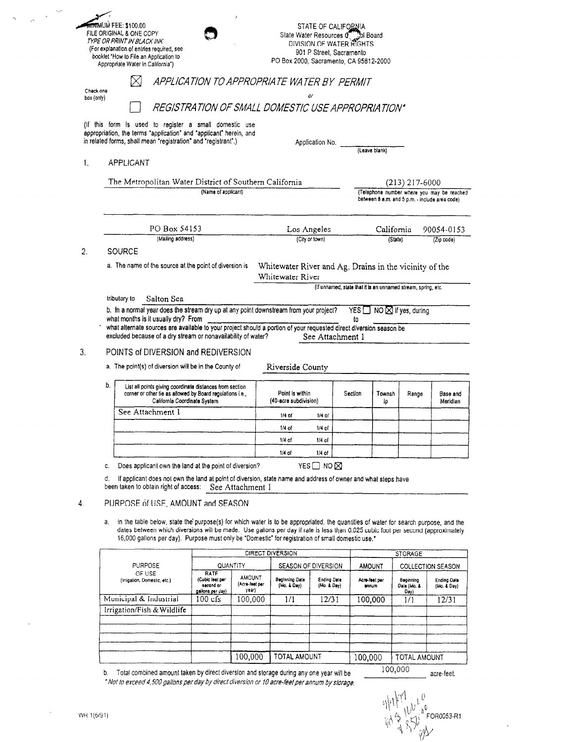MINIMUM FEE: $100.00
FILE ORIGINAL & ONE COPY
*TYPE OR PRINT IN BLACK INK*
(For explanation of entries required, see booklet "How to File an Application to Appropriate Water In California")

STATE OF CALIFORNIA
State Water Resources Control Board
DIVISION OF WATER RIGHTS
901 P Street, Sacramento
PO Box 2000, Sacramento, CA 95812-2000

Check one box (only)

☒ *APPLICATION TO APPROPRIATE WATER BY PERMIT*

*or*

☐ *REGISTRATION OF SMALL DOMESTIC USE APPROPRIATION**

(If this form is used to register a small domestic use appropriation, the terms "application" and "applicant" herein, and in related forms, shall mean "registration" and "registrant".)

Application No. ____________ (Leave blank)

## 1. APPLICANT

The Metropolitan Water District of Southern California (Name of applicant) — (213) 217-6000 (Telephone number where you may be reached between 8 a.m. and 5 p.m. - include area code)

PO Box 54153 (Mailing address) — Los Angeles (City or town) — California (State) — 90054-0153 (Zip code)

## 2. SOURCE

a. The name of the source at the point of diversion is Whitewater River and Ag. Drains in the vicinity of the Whitewater River
(If unnamed, state that it is an unnamed stream, spring, etc.

tributary to Salton Sea

b. In a normal year does the stream dry up at any point downstream from your project? YES ☐ NO ☒ If yes, during what months is it usually dry? From ____________ to ____________

what alternate sources are available to your project should a portion of your requested direct diversion season be excluded because of a dry stream or nonavailability of water? See Attachment 1

## 3. POINTS of DIVERSION and REDIVERSION

a. The point(s) of diversion will be in the County of Riverside County

b.

| List all points giving coordinate distances from section corner or other tie as allowed by Board regulations i.e., California Coordinate System | Point is within (40-acre subdivision) | | Section | Township | Range | Base and Meridian |
|---|---|---|---|---|---|---|
| See Attachment 1 | 1/4 of | 1/4 of | | | | |
| | 1/4 of | 1/4 of | | | | |
| | 1/4 of | 1/4 of | | | | |
| | 1/4 of | 1/4 of | | | | |

c. Does applicant own the land at the point of diversion? YES ☐ NO ☒

d. If applicant does not own the land at point of diversion, state name and address of owner and what steps have been taken to obtain right of access: See Attachment 1

## 4. PURPOSE of USE, AMOUNT and SEASON

a. In the table below, state the purpose(s) for which water is to be appropriated, the quantities of water for search purpose, and the dates between which diversions will be made. Use gallons per day if rate is less than 0.025 cubic foot per second (approximately 16,000 gallons per day). Purpose must only be "Domestic" for registration of small domestic use.*

| PURPOSE OF USE (Irrigation, Domestic, etc.) | DIRECT DIVERSION | | | | STORAGE | | |
|---|---|---|---|---|---|---|---|
| | QUANTITY | | SEASON OF DIVERSION | | AMOUNT | COLLECTION SEASON | |
| | RATE (Cubic feet per second or gallons per day) | AMOUNT (Acre-feet per year) | Beginning Date (Mo. & Day) | Ending Date (Mo. & Day) | Acre-feet per annum | Beginning Date (Mo. & Day) | Ending Date (Mo. & Day) |
| Municipal & Industrial | 100 cfs | 100,000 | 1/1 | 12/31 | 100,000 | 1/1 | 12/31 |
| Irrigation/Fish & Wildlife | | | | | | | |
| | | | | | | | |
| | | | | | | | |
| | | | | | | | |
| | | | | | | | |
| | | 100,000 | TOTAL AMOUNT | | 100,000 | TOTAL AMOUNT | |

b. Total combined amount taken by direct diversion and storage during any one year will be 100,000 acre-feet.

*\* Not to exceed 4,500 gallons per day by direct diversion or 10 acre-feet per annum by storage.*

WR 1(6/91)

FOR0053-R1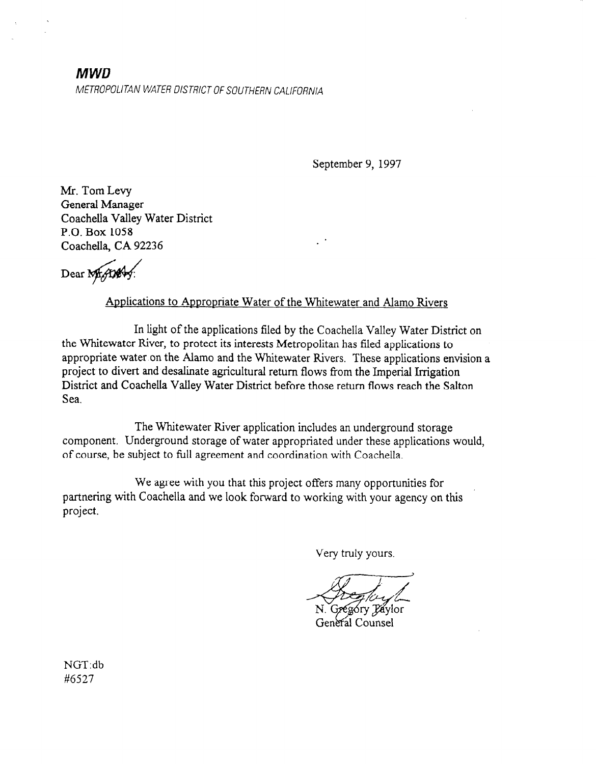***MWD***

*METROPOLITAN WATER DISTRICT OF SOUTHERN CALIFORNIA*

September 9, 1997

Mr. Tom Levy
General Manager
Coachella Valley Water District
P.O. Box 1058
Coachella, CA 92236

Dear Mr. Levy:

Applications to Appropriate Water of the Whitewater and Alamo Rivers

In light of the applications filed by the Coachella Valley Water District on the Whitewater River, to protect its interests Metropolitan has filed applications to appropriate water on the Alamo and the Whitewater Rivers. These applications envision a project to divert and desalinate agricultural return flows from the Imperial Irrigation District and Coachella Valley Water District before those return flows reach the Salton Sea.

The Whitewater River application includes an underground storage component. Underground storage of water appropriated under these applications would, of course, be subject to full agreement and coordination with Coachella.

We agree with you that this project offers many opportunities for partnering with Coachella and we look forward to working with your agency on this project.

Very truly yours.

N. Gregory Taylor
General Counsel

NGT:db
#6527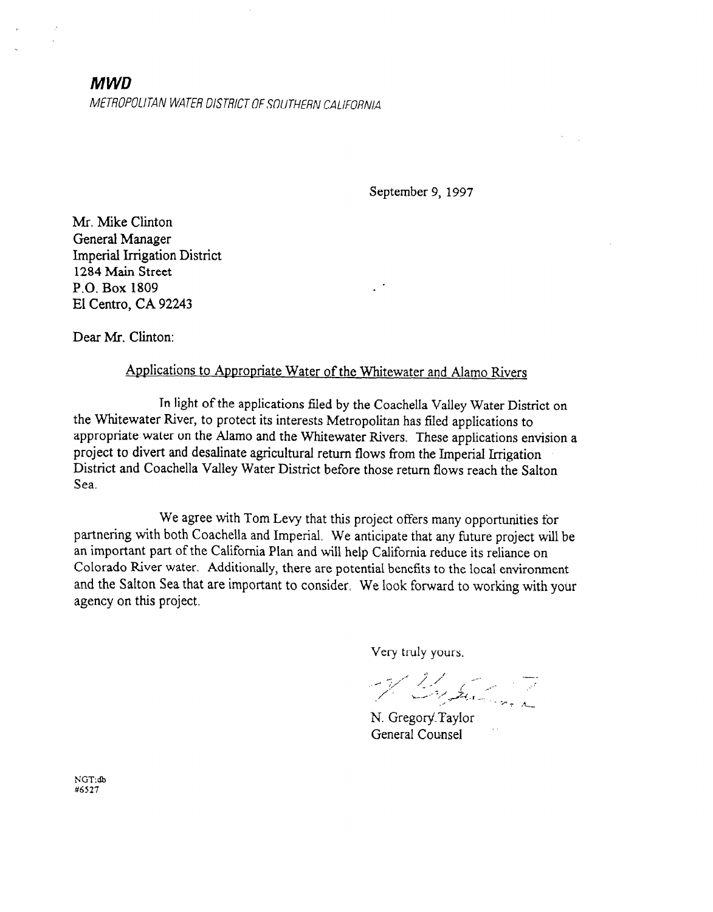**MWD**

*METROPOLITAN WATER DISTRICT OF SOUTHERN CALIFORNIA*

September 9, 1997

Mr. Mike Clinton
General Manager
Imperial Irrigation District
1284 Main Street
P.O. Box 1809
El Centro, CA 92243

Dear Mr. Clinton:

Applications to Appropriate Water of the Whitewater and Alamo Rivers

In light of the applications filed by the Coachella Valley Water District on the Whitewater River, to protect its interests Metropolitan has filed applications to appropriate water on the Alamo and the Whitewater Rivers. These applications envision a project to divert and desalinate agricultural return flows from the Imperial Irrigation District and Coachella Valley Water District before those return flows reach the Salton Sea.

We agree with Tom Levy that this project offers many opportunities for partnering with both Coachella and Imperial. We anticipate that any future project will be an important part of the California Plan and will help California reduce its reliance on Colorado River water. Additionally, there are potential benefits to the local environment and the Salton Sea that are important to consider. We look forward to working with your agency on this project.

Very truly yours.

N. Gregory Taylor
General Counsel

NGT:db
#6527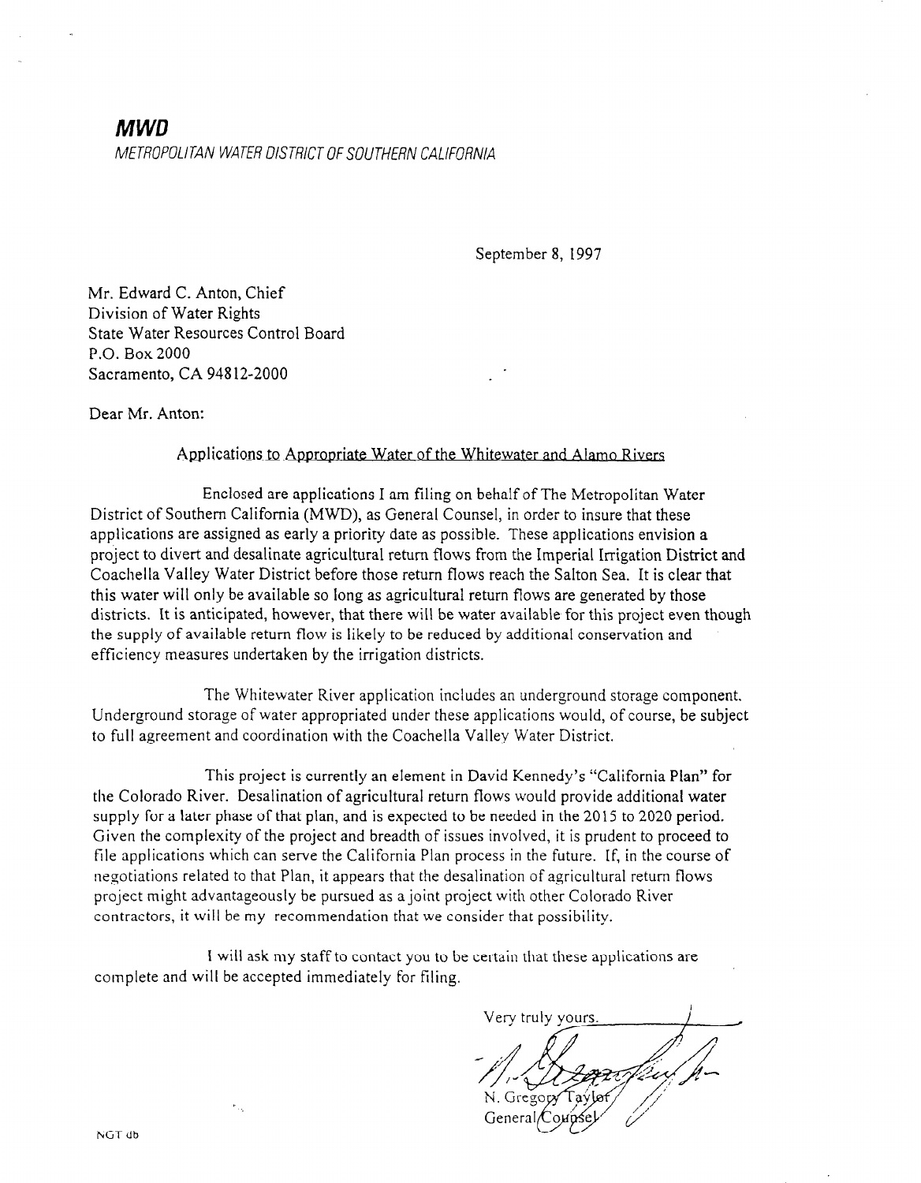**MWD**

*METROPOLITAN WATER DISTRICT OF SOUTHERN CALIFORNIA*

September 8, 1997

Mr. Edward C. Anton, Chief
Division of Water Rights
State Water Resources Control Board
P.O. Box 2000
Sacramento, CA 94812-2000

Dear Mr. Anton:

Applications to Appropriate Water of the Whitewater and Alamo Rivers

Enclosed are applications I am filing on behalf of The Metropolitan Water District of Southern California (MWD), as General Counsel, in order to insure that these applications are assigned as early a priority date as possible. These applications envision a project to divert and desalinate agricultural return flows from the Imperial Irrigation District and Coachella Valley Water District before those return flows reach the Salton Sea. It is clear that this water will only be available so long as agricultural return flows are generated by those districts. It is anticipated, however, that there will be water available for this project even though the supply of available return flow is likely to be reduced by additional conservation and efficiency measures undertaken by the irrigation districts.

The Whitewater River application includes an underground storage component. Underground storage of water appropriated under these applications would, of course, be subject to full agreement and coordination with the Coachella Valley Water District.

This project is currently an element in David Kennedy's "California Plan" for the Colorado River. Desalination of agricultural return flows would provide additional water supply for a later phase of that plan, and is expected to be needed in the 2015 to 2020 period. Given the complexity of the project and breadth of issues involved, it is prudent to proceed to file applications which can serve the California Plan process in the future. If, in the course of negotiations related to that Plan, it appears that the desalination of agricultural return flows project might advantageously be pursued as a joint project with other Colorado River contractors, it will be my recommendation that we consider that possibility.

I will ask my staff to contact you to be certain that these applications are complete and will be accepted immediately for filing.

Very truly yours,

N. Gregory Taylor
General Counsel

NGT db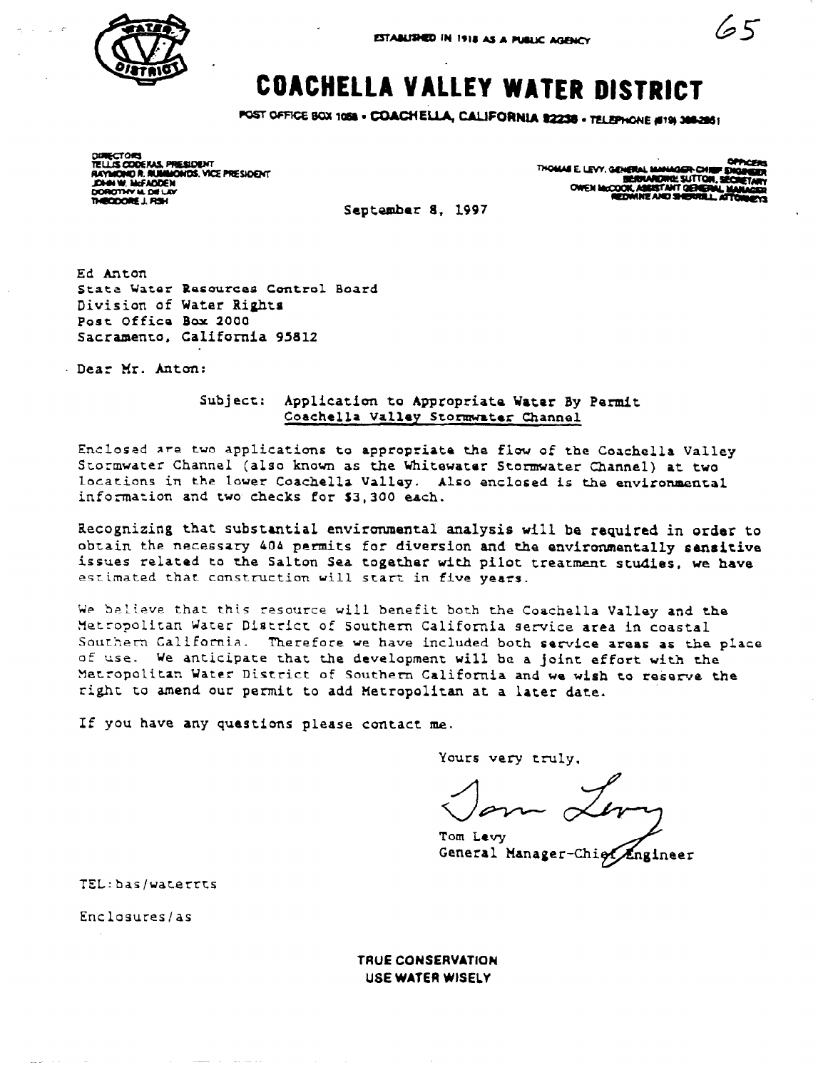65

ESTABLISHED IN 1918 AS A PUBLIC AGENCY

# COACHELLA VALLEY WATER DISTRICT

POST OFFICE BOX 1058 • COACHELLA, CALIFORNIA 92236 • TELEPHONE (619) 398-2651

DIRECTORS
TELLIS CODEKAS, PRESIDENT
RAYMOND R. RUMMONDS, VICE PRESIDENT
JOHN W. McFADDEN
DOROTHY M. DE LAY
THEODORE J. FISH

OFFICERS
THOMAS E. LEVY, GENERAL MANAGER-CHIEF ENGINEER
BERNARDINE SUTTON, SECRETARY
OWEN McCOOK, ASSISTANT GENERAL MANAGER
REDWINE AND SHERRILL, ATTORNEYS

September 8, 1997

Ed Anton
State Water Resources Control Board
Division of Water Rights
Post Office Box 2000
Sacramento, California 95812

Dear Mr. Anton:

Subject: Application to Appropriate Water By Permit
Coachella Valley Stormwater Channel

Enclosed are two applications to appropriate the flow of the Coachella Valley Stormwater Channel (also known as the Whitewater Stormwater Channel) at two locations in the lower Coachella Valley. Also enclosed is the environmental information and two checks for $3,300 each.

Recognizing that substantial environmental analysis will be required in order to obtain the necessary 404 permits for diversion and the environmentally sensitive issues related to the Salton Sea together with pilot treatment studies, we have estimated that construction will start in five years.

We believe that this resource will benefit both the Coachella Valley and the Metropolitan Water District of Southern California service area in coastal Southern California. Therefore we have included both service areas as the place of use. We anticipate that the development will be a joint effort with the Metropolitan Water District of Southern California and we wish to reserve the right to amend our permit to add Metropolitan at a later date.

If you have any questions please contact me.

Yours very truly,

Tom Levy
General Manager-Chief Engineer

TEL:bas/waterrts

Enclosures/as

**TRUE CONSERVATION**
**USE WATER WISELY**